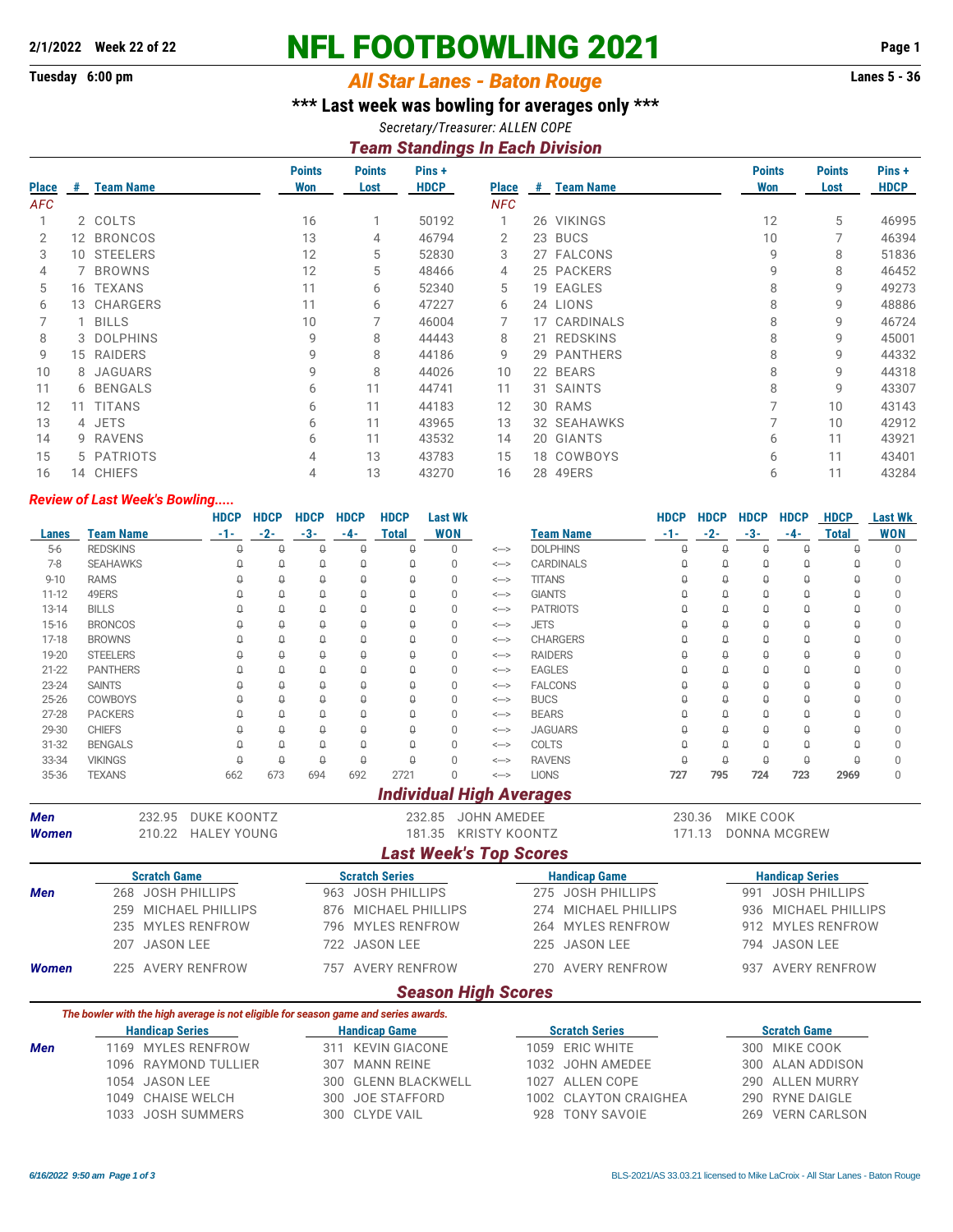**2/1/2022 Week 22 of 22**

# NFL FOOTBOWLING 2021

**Tuesday 6:00 pm**

## *All Star Lanes - Baton Rouge*

**Lanes 5 - 36**

### *** Last week was bowling for averages only ***

*Secretary/Treasurer: ALLEN COPE*

## *Team Standings In Each Division*

| Place | # | Team Name | Points Won | Points Lost | Pins + HDCP | Place | # | Team Name | Points Won | Points Lost | Pins + HDCP |
|---|---|---|---|---|---|---|---|---|---|---|---|
| *AFC* | | | | | | *NFC* | | | | | |
| 1 | 2 | COLTS | 16 | 1 | 50192 | 1 | 26 | VIKINGS | 12 | 5 | 46995 |
| 2 | 12 | BRONCOS | 13 | 4 | 46794 | 2 | 23 | BUCS | 10 | 7 | 46394 |
| 3 | 10 | STEELERS | 12 | 5 | 52830 | 3 | 27 | FALCONS | 9 | 8 | 51836 |
| 4 | 7 | BROWNS | 12 | 5 | 48466 | 4 | 25 | PACKERS | 9 | 8 | 46452 |
| 5 | 16 | TEXANS | 11 | 6 | 52340 | 5 | 19 | EAGLES | 8 | 9 | 49273 |
| 6 | 13 | CHARGERS | 11 | 6 | 47227 | 6 | 24 | LIONS | 8 | 9 | 48886 |
| 7 | 1 | BILLS | 10 | 7 | 46004 | 7 | 17 | CARDINALS | 8 | 9 | 46724 |
| 8 | 3 | DOLPHINS | 9 | 8 | 44443 | 8 | 21 | REDSKINS | 8 | 9 | 45001 |
| 9 | 15 | RAIDERS | 9 | 8 | 44186 | 9 | 29 | PANTHERS | 8 | 9 | 44332 |
| 10 | 8 | JAGUARS | 9 | 8 | 44026 | 10 | 22 | BEARS | 8 | 9 | 44318 |
| 11 | 6 | BENGALS | 6 | 11 | 44741 | 11 | 31 | SAINTS | 8 | 9 | 43307 |
| 12 | 11 | TITANS | 6 | 11 | 44183 | 12 | 30 | RAMS | 7 | 10 | 43143 |
| 13 | 4 | JETS | 6 | 11 | 43965 | 13 | 32 | SEAHAWKS | 7 | 10 | 42912 |
| 14 | 9 | RAVENS | 6 | 11 | 43532 | 14 | 20 | GIANTS | 6 | 11 | 43921 |
| 15 | 5 | PATRIOTS | 4 | 13 | 43783 | 15 | 18 | COWBOYS | 6 | 11 | 43401 |
| 16 | 14 | CHIEFS | 4 | 13 | 43270 | 16 | 28 | 49ERS | 6 | 11 | 43284 |

***Review of Last Week's Bowling.....***

| Lanes | Team Name | HDCP -1- | HDCP -2- | HDCP -3- | HDCP -4- | HDCP Total | Last Wk WON | | Team Name | HDCP -1- | HDCP -2- | HDCP -3- | HDCP -4- | HDCP Total | Last Wk WON |
|---|---|---|---|---|---|---|---|---|---|---|---|---|---|---|---|
| 5-6 | REDSKINS | 0 | 0 | 0 | 0 | 0 | 0 | <---> | DOLPHINS | 0 | 0 | 0 | 0 | 0 | 0 |
| 7-8 | SEAHAWKS | 0 | 0 | 0 | 0 | 0 | 0 | <---> | CARDINALS | 0 | 0 | 0 | 0 | 0 | 0 |
| 9-10 | RAMS | 0 | 0 | 0 | 0 | 0 | 0 | <---> | TITANS | 0 | 0 | 0 | 0 | 0 | 0 |
| 11-12 | 49ERS | 0 | 0 | 0 | 0 | 0 | 0 | <---> | GIANTS | 0 | 0 | 0 | 0 | 0 | 0 |
| 13-14 | BILLS | 0 | 0 | 0 | 0 | 0 | 0 | <---> | PATRIOTS | 0 | 0 | 0 | 0 | 0 | 0 |
| 15-16 | BRONCOS | 0 | 0 | 0 | 0 | 0 | 0 | <---> | JETS | 0 | 0 | 0 | 0 | 0 | 0 |
| 17-18 | BROWNS | 0 | 0 | 0 | 0 | 0 | 0 | <---> | CHARGERS | 0 | 0 | 0 | 0 | 0 | 0 |
| 19-20 | STEELERS | 0 | 0 | 0 | 0 | 0 | 0 | <---> | RAIDERS | 0 | 0 | 0 | 0 | 0 | 0 |
| 21-22 | PANTHERS | 0 | 0 | 0 | 0 | 0 | 0 | <---> | EAGLES | 0 | 0 | 0 | 0 | 0 | 0 |
| 23-24 | SAINTS | 0 | 0 | 0 | 0 | 0 | 0 | <---> | FALCONS | 0 | 0 | 0 | 0 | 0 | 0 |
| 25-26 | COWBOYS | 0 | 0 | 0 | 0 | 0 | 0 | <---> | BUCS | 0 | 0 | 0 | 0 | 0 | 0 |
| 27-28 | PACKERS | 0 | 0 | 0 | 0 | 0 | 0 | <---> | BEARS | 0 | 0 | 0 | 0 | 0 | 0 |
| 29-30 | CHIEFS | 0 | 0 | 0 | 0 | 0 | 0 | <---> | JAGUARS | 0 | 0 | 0 | 0 | 0 | 0 |
| 31-32 | BENGALS | 0 | 0 | 0 | 0 | 0 | 0 | <---> | COLTS | 0 | 0 | 0 | 0 | 0 | 0 |
| 33-34 | VIKINGS | 0 | 0 | 0 | 0 | 0 | 0 | <---> | RAVENS | 0 | 0 | 0 | 0 | 0 | 0 |
| 35-36 | TEXANS | 662 | 673 | 694 | 692 | 2721 | 0 | <---> | LIONS | **727** | **795** | **724** | **723** | **2969** | 0 |

## *Individual High Averages*

| | | | |
|---|---|---|---|
| ***Men*** | 232.95 DUKE KOONTZ | 232.85 JOHN AMEDEE | 230.36 MIKE COOK |
| ***Women*** | 210.22 HALEY YOUNG | 181.35 KRISTY KOONTZ | 171.13 DONNA MCGREW |

## *Last Week's Top Scores*

| | Scratch Game | Scratch Series | Handicap Game | Handicap Series |
|---|---|---|---|---|
| ***Men*** | 268 JOSH PHILLIPS | 963 JOSH PHILLIPS | 275 JOSH PHILLIPS | 991 JOSH PHILLIPS |
| | 259 MICHAEL PHILLIPS | 876 MICHAEL PHILLIPS | 274 MICHAEL PHILLIPS | 936 MICHAEL PHILLIPS |
| | 235 MYLES RENFROW | 796 MYLES RENFROW | 264 MYLES RENFROW | 912 MYLES RENFROW |
| | 207 JASON LEE | 722 JASON LEE | 225 JASON LEE | 794 JASON LEE |
| ***Women*** | 225 AVERY RENFROW | 757 AVERY RENFROW | 270 AVERY RENFROW | 937 AVERY RENFROW |

## *Season High Scores*

***The bowler with the high average is not eligible for season game and series awards.***

| | Handicap Series | Handicap Game | Scratch Series | Scratch Game |
|---|---|---|---|---|
| ***Men*** | 1169 MYLES RENFROW | 311 KEVIN GIACONE | 1059 ERIC WHITE | 300 MIKE COOK |
| | 1096 RAYMOND TULLIER | 307 MANN REINE | 1032 JOHN AMEDEE | 300 ALAN ADDISON |
| | 1054 JASON LEE | 300 GLENN BLACKWELL | 1027 ALLEN COPE | 290 ALLEN MURRY |
| | 1049 CHAISE WELCH | 300 JOE STAFFORD | 1002 CLAYTON CRAIGHEA | 290 RYNE DAIGLE |
| | 1033 JOSH SUMMERS | 300 CLYDE VAIL | 928 TONY SAVOIE | 269 VERN CARLSON |

*6/16/2022 9:50 am*

BLS-2021/AS 33.03.21 licensed to Mike LaCroix - All Star Lanes - Baton Rouge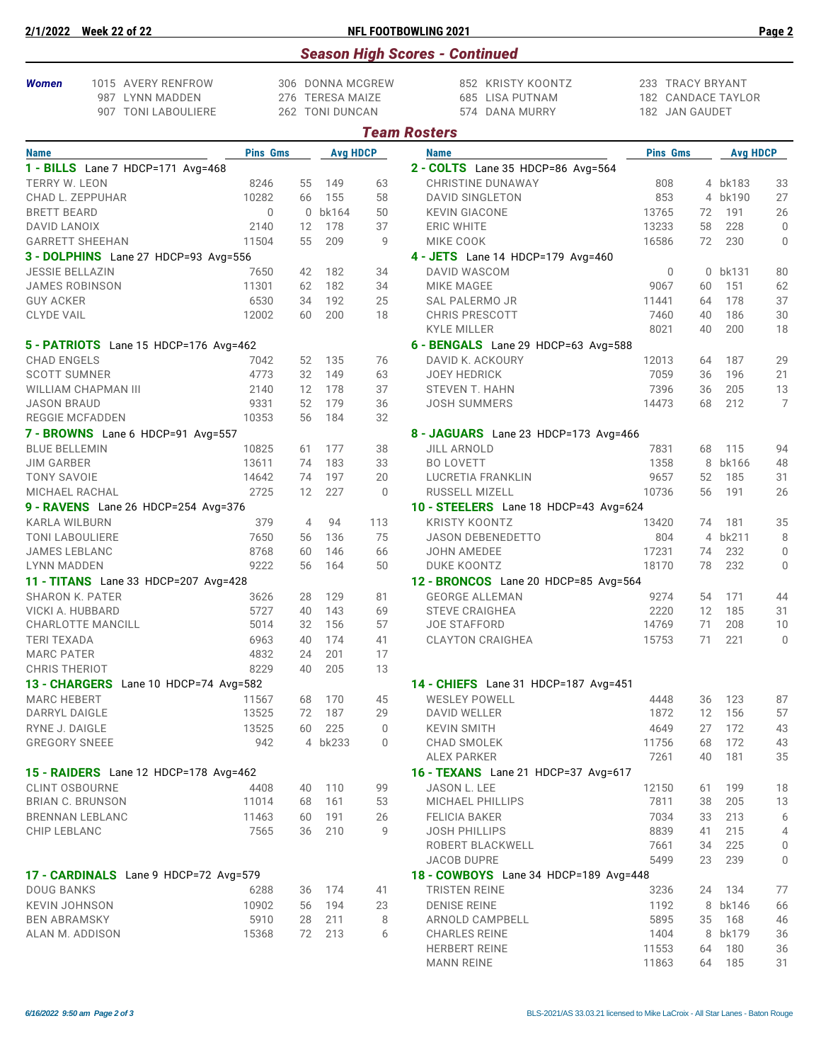## Season High Scores - Continued

| | | | | |
|---|---|---|---|---|
| ***Women*** | 1015 AVERY RENFROW | 306 DONNA MCGREW | 852 KRISTY KOONTZ | 233 TRACY BRYANT |
| | 987 LYNN MADDEN | 276 TERESA MAIZE | 685 LISA PUTNAM | 182 CANDACE TAYLOR |
| | 907 TONI LABOULIERE | 262 TONI DUNCAN | 574 DANA MURRY | 182 JAN GAUDET |

## Team Rosters

| Name | Pins | Gms | Avg | HDCP |
|---|---|---|---|---|
| **1 - BILLS** Lane 7 HDCP=171 Avg=468 | | | | |
| TERRY W. LEON | 8246 | 55 | 149 | 63 |
| CHAD L. ZEPPUHAR | 10282 | 66 | 155 | 58 |
| BRETT BEARD | 0 | 0 | bk164 | 50 |
| DAVID LANOIX | 2140 | 12 | 178 | 37 |
| GARRETT SHEEHAN | 11504 | 55 | 209 | 9 |
| **2 - COLTS** Lane 35 HDCP=86 Avg=564 | | | | |
| CHRISTINE DUNAWAY | 808 | 4 | bk183 | 33 |
| DAVID SINGLETON | 853 | 4 | bk190 | 27 |
| KEVIN GIACONE | 13765 | 72 | 191 | 26 |
| ERIC WHITE | 13233 | 58 | 228 | 0 |
| MIKE COOK | 16586 | 72 | 230 | 0 |
| **3 - DOLPHINS** Lane 27 HDCP=93 Avg=556 | | | | |
| JESSIE BELLAZIN | 7650 | 42 | 182 | 34 |
| JAMES ROBINSON | 11301 | 62 | 182 | 34 |
| GUY ACKER | 6530 | 34 | 192 | 25 |
| CLYDE VAIL | 12002 | 60 | 200 | 18 |
| **4 - JETS** Lane 14 HDCP=179 Avg=460 | | | | |
| DAVID WASCOM | 0 | 0 | bk131 | 80 |
| MIKE MAGEE | 9067 | 60 | 151 | 62 |
| SAL PALERMO JR | 11441 | 64 | 178 | 37 |
| CHRIS PRESCOTT | 7460 | 40 | 186 | 30 |
| KYLE MILLER | 8021 | 40 | 200 | 18 |
| **5 - PATRIOTS** Lane 15 HDCP=176 Avg=462 | | | | |
| CHAD ENGELS | 7042 | 52 | 135 | 76 |
| SCOTT SUMNER | 4773 | 32 | 149 | 63 |
| WILLIAM CHAPMAN III | 2140 | 12 | 178 | 37 |
| JASON BRAUD | 9331 | 52 | 179 | 36 |
| REGGIE MCFADDEN | 10353 | 56 | 184 | 32 |
| **6 - BENGALS** Lane 29 HDCP=63 Avg=588 | | | | |
| DAVID K. ACKOURY | 12013 | 64 | 187 | 29 |
| JOEY HEDRICK | 7059 | 36 | 196 | 21 |
| STEVEN T. HAHN | 7396 | 36 | 205 | 13 |
| JOSH SUMMERS | 14473 | 68 | 212 | 7 |
| **7 - BROWNS** Lane 6 HDCP=91 Avg=557 | | | | |
| BLUE BELLEMIN | 10825 | 61 | 177 | 38 |
| JIM GARBER | 13611 | 74 | 183 | 33 |
| TONY SAVOIE | 14642 | 74 | 197 | 20 |
| MICHAEL RACHAL | 2725 | 12 | 227 | 0 |
| **8 - JAGUARS** Lane 23 HDCP=173 Avg=466 | | | | |
| JILL ARNOLD | 7831 | 68 | 115 | 94 |
| BO LOVETT | 1358 | 8 | bk166 | 48 |
| LUCRETIA FRANKLIN | 9657 | 52 | 185 | 31 |
| RUSSELL MIZELL | 10736 | 56 | 191 | 26 |
| **9 - RAVENS** Lane 26 HDCP=254 Avg=376 | | | | |
| KARLA WILBURN | 379 | 4 | 94 | 113 |
| TONI LABOULIERE | 7650 | 56 | 136 | 75 |
| JAMES LEBLANC | 8768 | 60 | 146 | 66 |
| LYNN MADDEN | 9222 | 56 | 164 | 50 |
| **10 - STEELERS** Lane 18 HDCP=43 Avg=624 | | | | |
| KRISTY KOONTZ | 13420 | 74 | 181 | 35 |
| JASON DEBENEDETTO | 804 | 4 | bk211 | 8 |
| JOHN AMEDEE | 17231 | 74 | 232 | 0 |
| DUKE KOONTZ | 18170 | 78 | 232 | 0 |
| **11 - TITANS** Lane 33 HDCP=207 Avg=428 | | | | |
| SHARON K. PATER | 3626 | 28 | 129 | 81 |
| VICKI A. HUBBARD | 5727 | 40 | 143 | 69 |
| CHARLOTTE MANCILL | 5014 | 32 | 156 | 57 |
| TERI TEXADA | 6963 | 40 | 174 | 41 |
| MARC PATER | 4832 | 24 | 201 | 17 |
| CHRIS THERIOT | 8229 | 40 | 205 | 13 |
| **12 - BRONCOS** Lane 20 HDCP=85 Avg=564 | | | | |
| GEORGE ALLEMAN | 9274 | 54 | 171 | 44 |
| STEVE CRAIGHEA | 2220 | 12 | 185 | 31 |
| JOE STAFFORD | 14769 | 71 | 208 | 10 |
| CLAYTON CRAIGHEA | 15753 | 71 | 221 | 0 |
| **13 - CHARGERS** Lane 10 HDCP=74 Avg=582 | | | | |
| MARC HEBERT | 11567 | 68 | 170 | 45 |
| DARRYL DAIGLE | 13525 | 72 | 187 | 29 |
| RYNE J. DAIGLE | 13525 | 60 | 225 | 0 |
| GREGORY SNEEE | 942 | 4 | bk233 | 0 |
| **14 - CHIEFS** Lane 31 HDCP=187 Avg=451 | | | | |
| WESLEY POWELL | 4448 | 36 | 123 | 87 |
| DAVID WELLER | 1872 | 12 | 156 | 57 |
| KEVIN SMITH | 4649 | 27 | 172 | 43 |
| CHAD SMOLEK | 11756 | 68 | 172 | 43 |
| ALEX PARKER | 7261 | 40 | 181 | 35 |
| **15 - RAIDERS** Lane 12 HDCP=178 Avg=462 | | | | |
| CLINT OSBOURNE | 4408 | 40 | 110 | 99 |
| BRIAN C. BRUNSON | 11014 | 68 | 161 | 53 |
| BRENNAN LEBLANC | 11463 | 60 | 191 | 26 |
| CHIP LEBLANC | 7565 | 36 | 210 | 9 |
| **16 - TEXANS** Lane 21 HDCP=37 Avg=617 | | | | |
| JASON L. LEE | 12150 | 61 | 199 | 18 |
| MICHAEL PHILLIPS | 7811 | 38 | 205 | 13 |
| FELICIA BAKER | 7034 | 33 | 213 | 6 |
| JOSH PHILLIPS | 8839 | 41 | 215 | 4 |
| ROBERT BLACKWELL | 7661 | 34 | 225 | 0 |
| JACOB DUPRE | 5499 | 23 | 239 | 0 |
| **17 - CARDINALS** Lane 9 HDCP=72 Avg=579 | | | | |
| DOUG BANKS | 6288 | 36 | 174 | 41 |
| KEVIN JOHNSON | 10902 | 56 | 194 | 23 |
| BEN ABRAMSKY | 5910 | 28 | 211 | 8 |
| ALAN M. ADDISON | 15368 | 72 | 213 | 6 |
| **18 - COWBOYS** Lane 34 HDCP=189 Avg=448 | | | | |
| TRISTEN REINE | 3236 | 24 | 134 | 77 |
| DENISE REINE | 1192 | 8 | bk146 | 66 |
| ARNOLD CAMPBELL | 5895 | 35 | 168 | 46 |
| CHARLES REINE | 1404 | 8 | bk179 | 36 |
| HERBERT REINE | 11553 | 64 | 180 | 36 |
| MANN REINE | 11863 | 64 | 185 | 31 |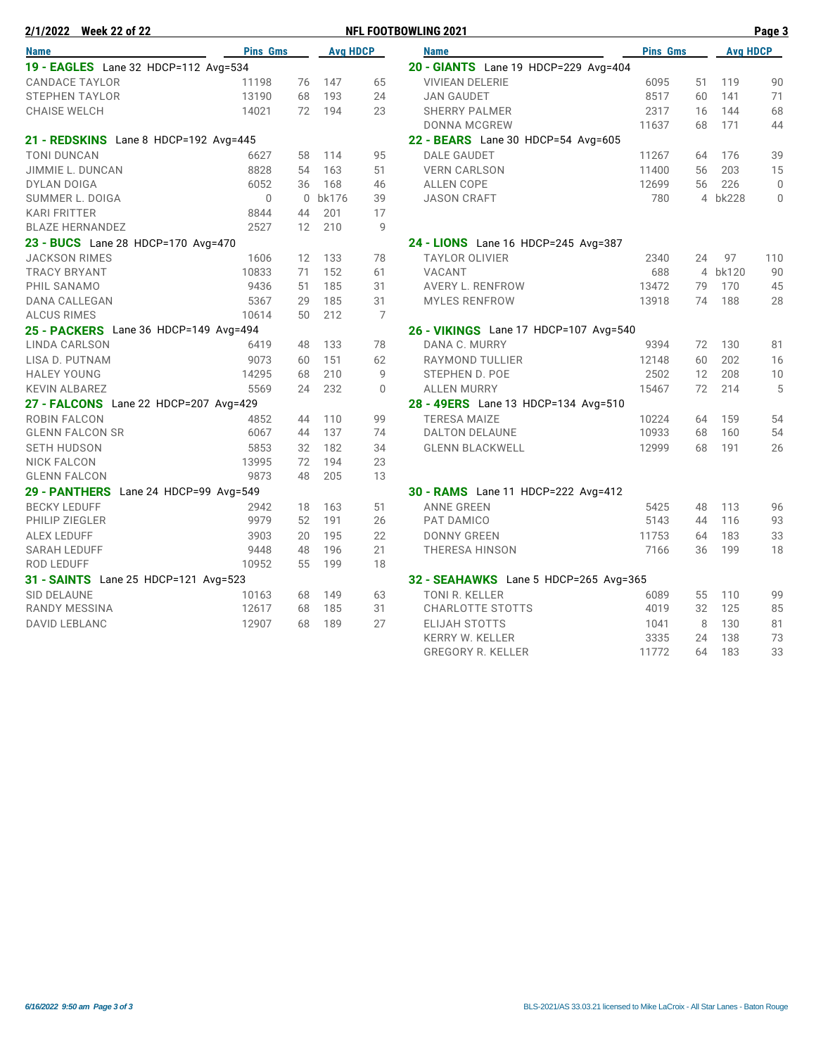## NFL FOOTBOWLING 2021

2/1/2022 Week 22 of 22

### 19 - EAGLES Lane 32 HDCP=112 Avg=534

| Name | Pins | Gms | Avg | HDCP |
|---|---|---|---|---|
| CANDACE TAYLOR | 11198 | 76 | 147 | 65 |
| STEPHEN TAYLOR | 13190 | 68 | 193 | 24 |
| CHAISE WELCH | 14021 | 72 | 194 | 23 |

### 20 - GIANTS Lane 19 HDCP=229 Avg=404

| Name | Pins | Gms | Avg | HDCP |
|---|---|---|---|---|
| VIVIEAN DELERIE | 6095 | 51 | 119 | 90 |
| JAN GAUDET | 8517 | 60 | 141 | 71 |
| SHERRY PALMER | 2317 | 16 | 144 | 68 |
| DONNA MCGREW | 11637 | 68 | 171 | 44 |

### 21 - REDSKINS Lane 8 HDCP=192 Avg=445

| Name | Pins | Gms | Avg | HDCP |
|---|---|---|---|---|
| TONI DUNCAN | 6627 | 58 | 114 | 95 |
| JIMMIE L. DUNCAN | 8828 | 54 | 163 | 51 |
| DYLAN DOIGA | 6052 | 36 | 168 | 46 |
| SUMMER L. DOIGA | 0 | 0 | bk176 | 39 |
| KARI FRITTER | 8844 | 44 | 201 | 17 |
| BLAZE HERNANDEZ | 2527 | 12 | 210 | 9 |

### 22 - BEARS Lane 30 HDCP=54 Avg=605

| Name | Pins | Gms | Avg | HDCP |
|---|---|---|---|---|
| DALE GAUDET | 11267 | 64 | 176 | 39 |
| VERN CARLSON | 11400 | 56 | 203 | 15 |
| ALLEN COPE | 12699 | 56 | 226 | 0 |
| JASON CRAFT | 780 | 4 | bk228 | 0 |

### 23 - BUCS Lane 28 HDCP=170 Avg=470

| Name | Pins | Gms | Avg | HDCP |
|---|---|---|---|---|
| JACKSON RIMES | 1606 | 12 | 133 | 78 |
| TRACY BRYANT | 10833 | 71 | 152 | 61 |
| PHIL SANAMO | 9436 | 51 | 185 | 31 |
| DANA CALLEGAN | 5367 | 29 | 185 | 31 |
| ALCUS RIMES | 10614 | 50 | 212 | 7 |

### 24 - LIONS Lane 16 HDCP=245 Avg=387

| Name | Pins | Gms | Avg | HDCP |
|---|---|---|---|---|
| TAYLOR OLIVIER | 2340 | 24 | 97 | 110 |
| VACANT | 688 | 4 | bk120 | 90 |
| AVERY L. RENFROW | 13472 | 79 | 170 | 45 |
| MYLES RENFROW | 13918 | 74 | 188 | 28 |

### 25 - PACKERS Lane 36 HDCP=149 Avg=494

| Name | Pins | Gms | Avg | HDCP |
|---|---|---|---|---|
| LINDA CARLSON | 6419 | 48 | 133 | 78 |
| LISA D. PUTNAM | 9073 | 60 | 151 | 62 |
| HALEY YOUNG | 14295 | 68 | 210 | 9 |
| KEVIN ALBAREZ | 5569 | 24 | 232 | 0 |

### 26 - VIKINGS Lane 17 HDCP=107 Avg=540

| Name | Pins | Gms | Avg | HDCP |
|---|---|---|---|---|
| DANA C. MURRY | 9394 | 72 | 130 | 81 |
| RAYMOND TULLIER | 12148 | 60 | 202 | 16 |
| STEPHEN D. POE | 2502 | 12 | 208 | 10 |
| ALLEN MURRY | 15467 | 72 | 214 | 5 |

### 27 - FALCONS Lane 22 HDCP=207 Avg=429

| Name | Pins | Gms | Avg | HDCP |
|---|---|---|---|---|
| ROBIN FALCON | 4852 | 44 | 110 | 99 |
| GLENN FALCON SR | 6067 | 44 | 137 | 74 |
| SETH HUDSON | 5853 | 32 | 182 | 34 |
| NICK FALCON | 13995 | 72 | 194 | 23 |
| GLENN FALCON | 9873 | 48 | 205 | 13 |

### 28 - 49ERS Lane 13 HDCP=134 Avg=510

| Name | Pins | Gms | Avg | HDCP |
|---|---|---|---|---|
| TERESA MAIZE | 10224 | 64 | 159 | 54 |
| DALTON DELAUNE | 10933 | 68 | 160 | 54 |
| GLENN BLACKWELL | 12999 | 68 | 191 | 26 |

### 29 - PANTHERS Lane 24 HDCP=99 Avg=549

| Name | Pins | Gms | Avg | HDCP |
|---|---|---|---|---|
| BECKY LEDUFF | 2942 | 18 | 163 | 51 |
| PHILIP ZIEGLER | 9979 | 52 | 191 | 26 |
| ALEX LEDUFF | 3903 | 20 | 195 | 22 |
| SARAH LEDUFF | 9448 | 48 | 196 | 21 |
| ROD LEDUFF | 10952 | 55 | 199 | 18 |

### 30 - RAMS Lane 11 HDCP=222 Avg=412

| Name | Pins | Gms | Avg | HDCP |
|---|---|---|---|---|
| ANNE GREEN | 5425 | 48 | 113 | 96 |
| PAT DAMICO | 5143 | 44 | 116 | 93 |
| DONNY GREEN | 11753 | 64 | 183 | 33 |
| THERESA HINSON | 7166 | 36 | 199 | 18 |

### 31 - SAINTS Lane 25 HDCP=121 Avg=523

| Name | Pins | Gms | Avg | HDCP |
|---|---|---|---|---|
| SID DELAUNE | 10163 | 68 | 149 | 63 |
| RANDY MESSINA | 12617 | 68 | 185 | 31 |
| DAVID LEBLANC | 12907 | 68 | 189 | 27 |

### 32 - SEAHAWKS Lane 5 HDCP=265 Avg=365

| Name | Pins | Gms | Avg | HDCP |
|---|---|---|---|---|
| TONI R. KELLER | 6089 | 55 | 110 | 99 |
| CHARLOTTE STOTTS | 4019 | 32 | 125 | 85 |
| ELIJAH STOTTS | 1041 | 8 | 130 | 81 |
| KERRY W. KELLER | 3335 | 24 | 138 | 73 |
| GREGORY R. KELLER | 11772 | 64 | 183 | 33 |

BLS-2021/AS 33.03.21 licensed to Mike LaCroix - All Star Lanes - Baton Rouge